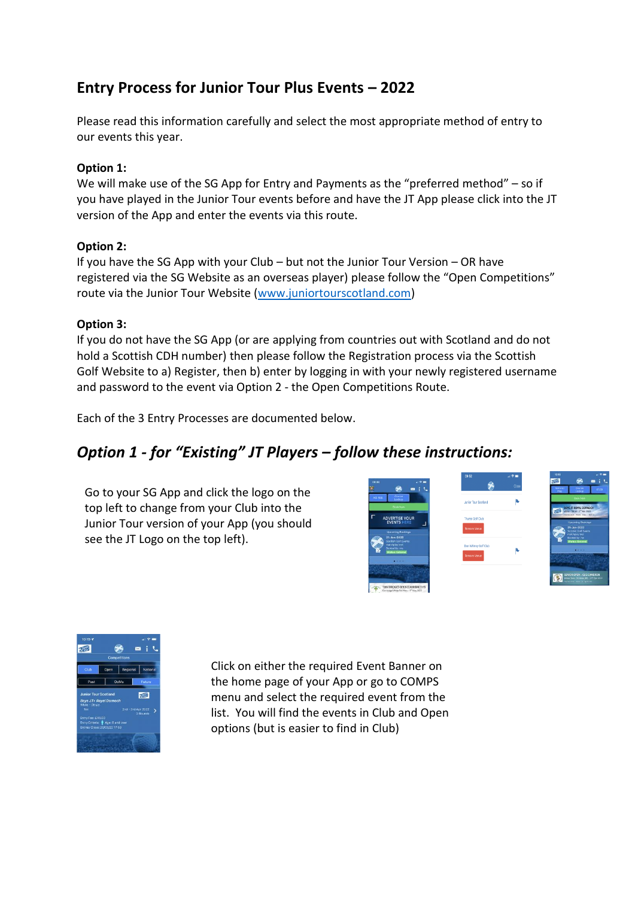# Entry Process for Junior Tour Plus Events – 2022

Please read this information carefully and select the most appropriate method of entry to our events this year.

**Option 1:**
We will make use of the SG App for Entry and Payments as the "preferred method" – so if you have played in the Junior Tour events before and have the JT App please click into the JT version of the App and enter the events via this route.

**Option 2:**
If you have the SG App with your Club – but not the Junior Tour Version – OR have registered via the SG Website as an overseas player) please follow the "Open Competitions" route via the Junior Tour Website (www.juniortourscotland.com)

**Option 3:**
If you do not have the SG App (or are applying from countries out with Scotland and do not hold a Scottish CDH number) then please follow the Registration process via the Scottish Golf Website to a) Register, then b) enter by logging in with your newly registered username and password to the event via Option 2 - the Open Competitions Route.

Each of the 3 Entry Processes are documented below.

## *Option 1 - for "Existing" JT Players – follow these instructions:*

Go to your SG App and click the logo on the top left to change from your Club into the Junior Tour version of your App (you should see the JT Logo on the top left).

Click on either the required Event Banner on the home page of your App or go to COMPS menu and select the required event from the list. You will find the events in Club and Open options (but is easier to find in Club)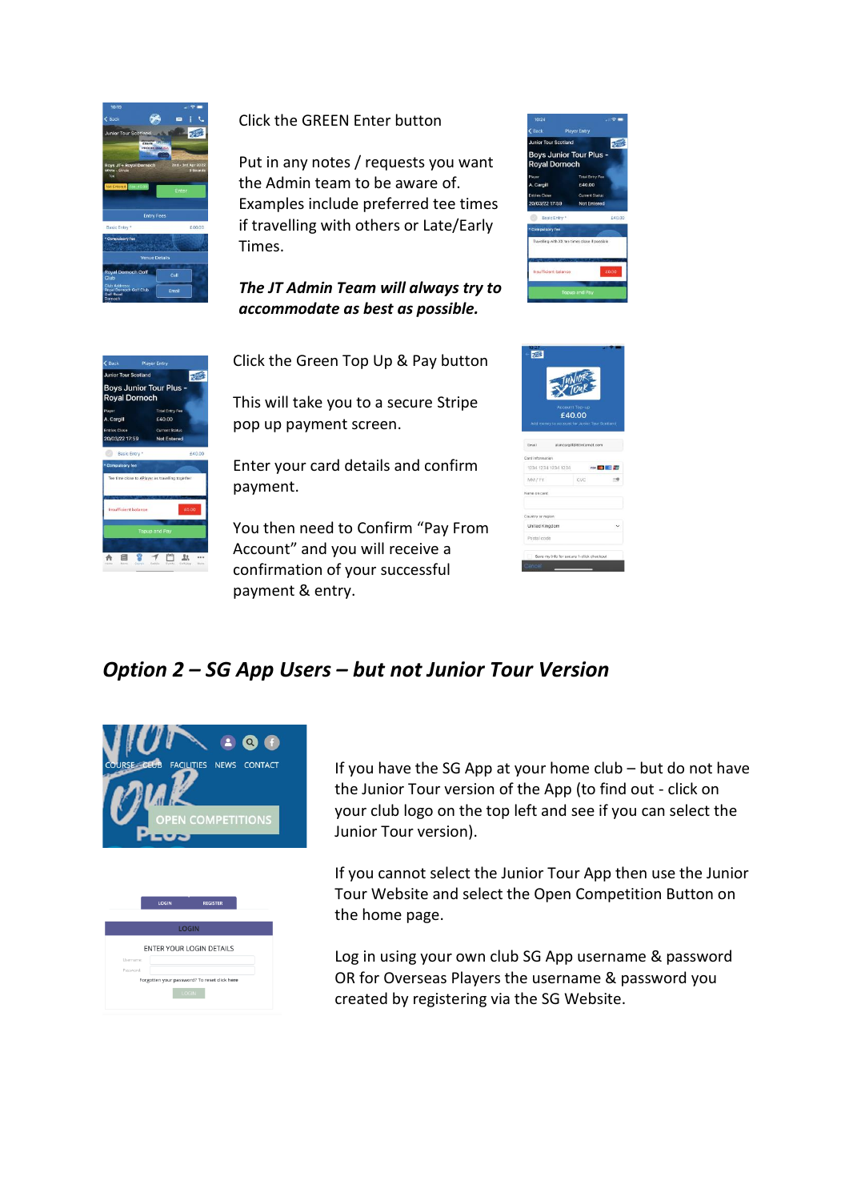Click the GREEN Enter button

Put in any notes / requests you want the Admin team to be aware of. Examples include preferred tee times if travelling with others or Late/Early Times.

***The JT Admin Team will always try to accommodate as best as possible.***

Click the Green Top Up & Pay button

This will take you to a secure Stripe pop up payment screen.

Enter your card details and confirm payment.

You then need to Confirm "Pay From Account" and you will receive a confirmation of your successful payment & entry.

## *Option 2 – SG App Users – but not Junior Tour Version*

If you have the SG App at your home club – but do not have the Junior Tour version of the App (to find out - click on your club logo on the top left and see if you can select the Junior Tour version).

If you cannot select the Junior Tour App then use the Junior Tour Website and select the Open Competition Button on the home page.

Log in using your own club SG App username & password OR for Overseas Players the username & password you created by registering via the SG Website.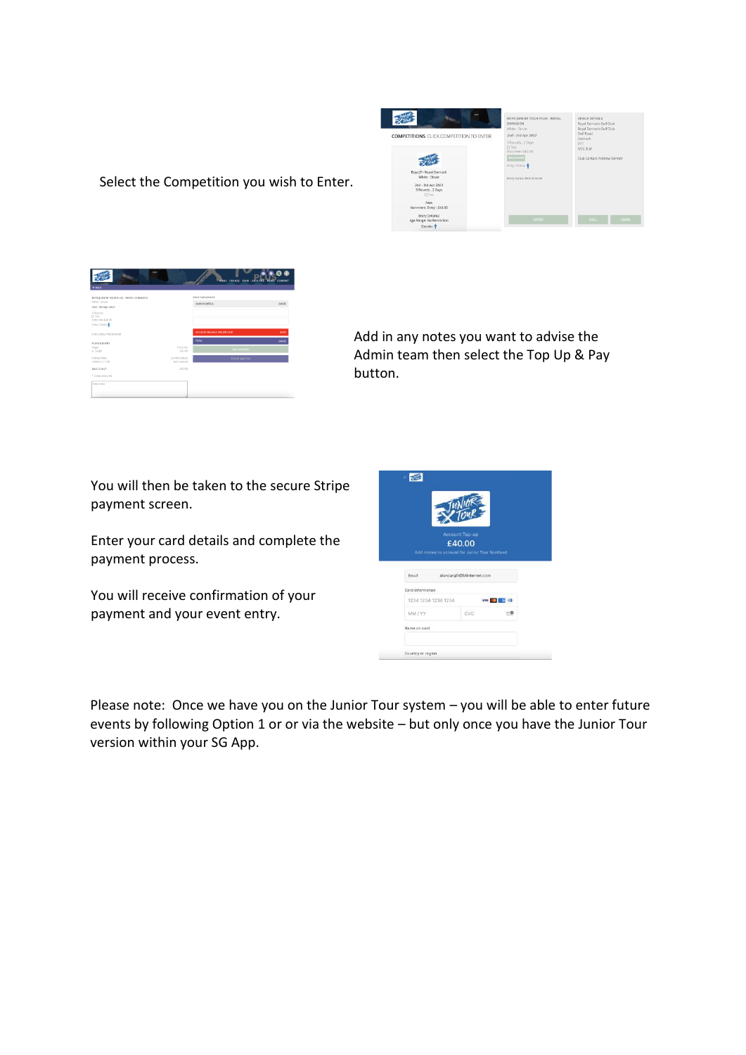Select the Competition you wish to Enter.

Add in any notes you want to advise the Admin team then select the Top Up & Pay button.

You will then be taken to the secure Stripe payment screen.

Enter your card details and complete the payment process.

You will receive confirmation of your payment and your event entry.

Please note: Once we have you on the Junior Tour system – you will be able to enter future events by following Option 1 or or via the website – but only once you have the Junior Tour version within your SG App.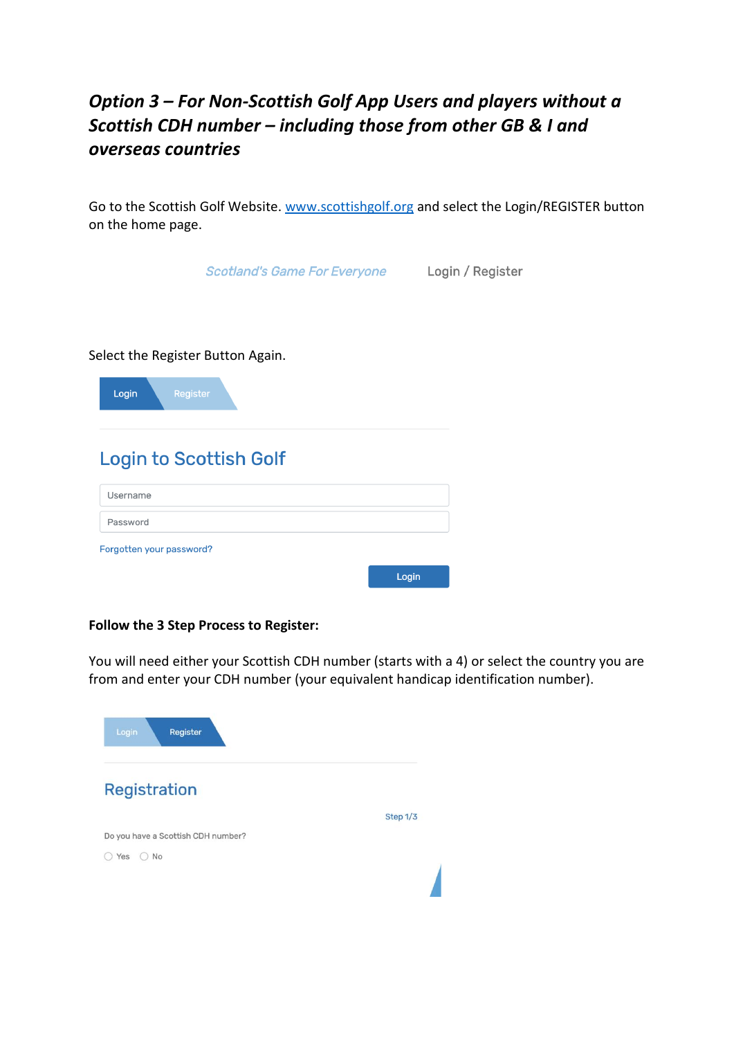## *Option 3 – For Non-Scottish Golf App Users and players without a Scottish CDH number – including those from other GB & I and overseas countries*

Go to the Scottish Golf Website. www.scottishgolf.org and select the Login/REGISTER button on the home page.

Scotland's Game For Everyone    Login / Register

Select the Register Button Again.

Login | Register

Login to Scottish Golf

Username

Password

Forgotten your password?

Login

**Follow the 3 Step Process to Register:**

You will need either your Scottish CDH number (starts with a 4) or select the country you are from and enter your CDH number (your equivalent handicap identification number).

Login | Register

Registration

Step 1/3

Do you have a Scottish CDH number?

Yes  No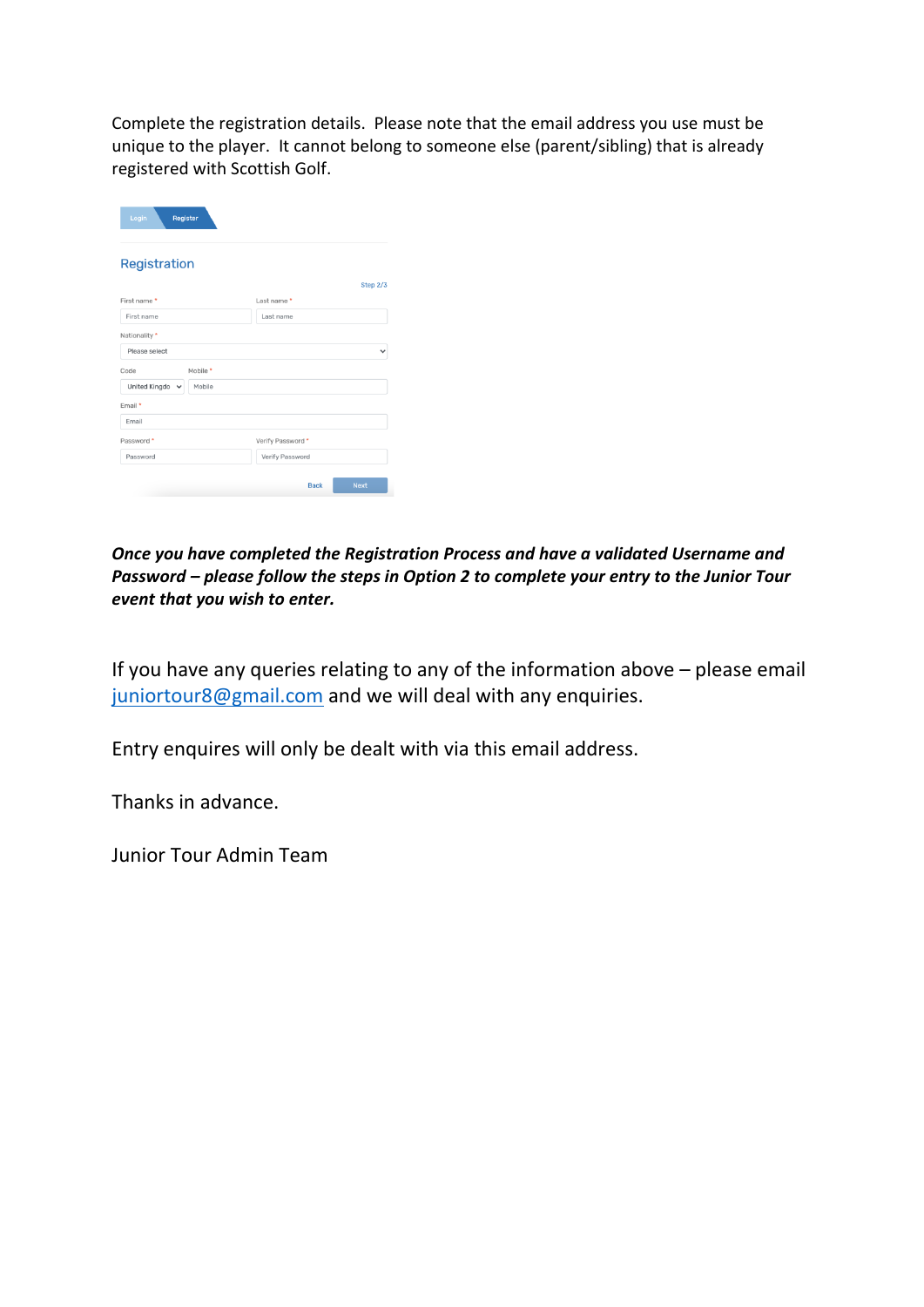Complete the registration details. Please note that the email address you use must be unique to the player. It cannot belong to someone else (parent/sibling) that is already registered with Scottish Golf.

***Once you have completed the Registration Process and have a validated Username and Password – please follow the steps in Option 2 to complete your entry to the Junior Tour event that you wish to enter.***

If you have any queries relating to any of the information above – please email juniortour8@gmail.com and we will deal with any enquiries.

Entry enquires will only be dealt with via this email address.

Thanks in advance.

Junior Tour Admin Team